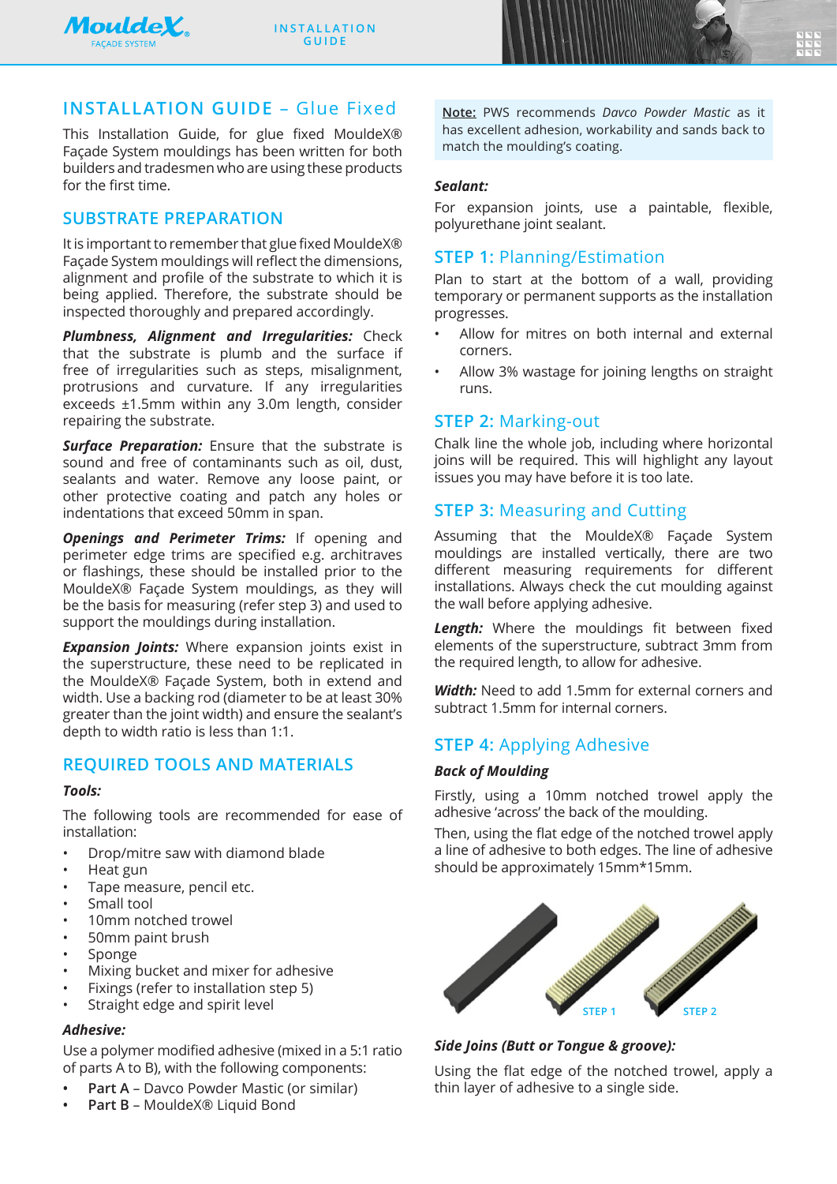# INSTALLATION GUIDE – Glue Fixed

This Installation Guide, for glue fixed MouldeX® Façade System mouldings has been written for both builders and tradesmen who are using these products for the first time.

## SUBSTRATE PREPARATION

It is important to remember that glue fixed MouldeX® Façade System mouldings will reflect the dimensions, alignment and profile of the substrate to which it is being applied. Therefore, the substrate should be inspected thoroughly and prepared accordingly.

***Plumbness, Alignment and Irregularities:*** Check that the substrate is plumb and the surface if free of irregularities such as steps, misalignment, protrusions and curvature. If any irregularities exceeds ±1.5mm within any 3.0m length, consider repairing the substrate.

***Surface Preparation:*** Ensure that the substrate is sound and free of contaminants such as oil, dust, sealants and water. Remove any loose paint, or other protective coating and patch any holes or indentations that exceed 50mm in span.

***Openings and Perimeter Trims:*** If opening and perimeter edge trims are specified e.g. architraves or flashings, these should be installed prior to the MouldeX® Façade System mouldings, as they will be the basis for measuring (refer step 3) and used to support the mouldings during installation.

***Expansion Joints:*** Where expansion joints exist in the superstructure, these need to be replicated in the MouldeX® Façade System, both in extend and width. Use a backing rod (diameter to be at least 30% greater than the joint width) and ensure the sealant's depth to width ratio is less than 1:1.

## REQUIRED TOOLS AND MATERIALS

***Tools:***

The following tools are recommended for ease of installation:

- Drop/mitre saw with diamond blade
- Heat gun
- Tape measure, pencil etc.
- Small tool
- 10mm notched trowel
- 50mm paint brush
- Sponge
- Mixing bucket and mixer for adhesive
- Fixings (refer to installation step 5)
- Straight edge and spirit level

***Adhesive:***

Use a polymer modified adhesive (mixed in a 5:1 ratio of parts A to B), with the following components:

- **Part A** – Davco Powder Mastic (or similar)
- **Part B** – MouldeX® Liquid Bond

<u>Note:</u> PWS recommends *Davco Powder Mastic* as it has excellent adhesion, workability and sands back to match the moulding's coating.

***Sealant:***

For expansion joints, use a paintable, flexible, polyurethane joint sealant.

## STEP 1: Planning/Estimation

Plan to start at the bottom of a wall, providing temporary or permanent supports as the installation progresses.

- Allow for mitres on both internal and external corners.
- Allow 3% wastage for joining lengths on straight runs.

## STEP 2: Marking-out

Chalk line the whole job, including where horizontal joins will be required. This will highlight any layout issues you may have before it is too late.

## STEP 3: Measuring and Cutting

Assuming that the MouldeX® Façade System mouldings are installed vertically, there are two different measuring requirements for different installations. Always check the cut moulding against the wall before applying adhesive.

***Length:*** Where the mouldings fit between fixed elements of the superstructure, subtract 3mm from the required length, to allow for adhesive.

***Width:*** Need to add 1.5mm for external corners and subtract 1.5mm for internal corners.

## STEP 4: Applying Adhesive

***Back of Moulding***

Firstly, using a 10mm notched trowel apply the adhesive 'across' the back of the moulding.

Then, using the flat edge of the notched trowel apply a line of adhesive to both edges. The line of adhesive should be approximately 15mm*15mm.

STEP 1 STEP 2

***Side Joins (Butt or Tongue & groove):***

Using the flat edge of the notched trowel, apply a thin layer of adhesive to a single side.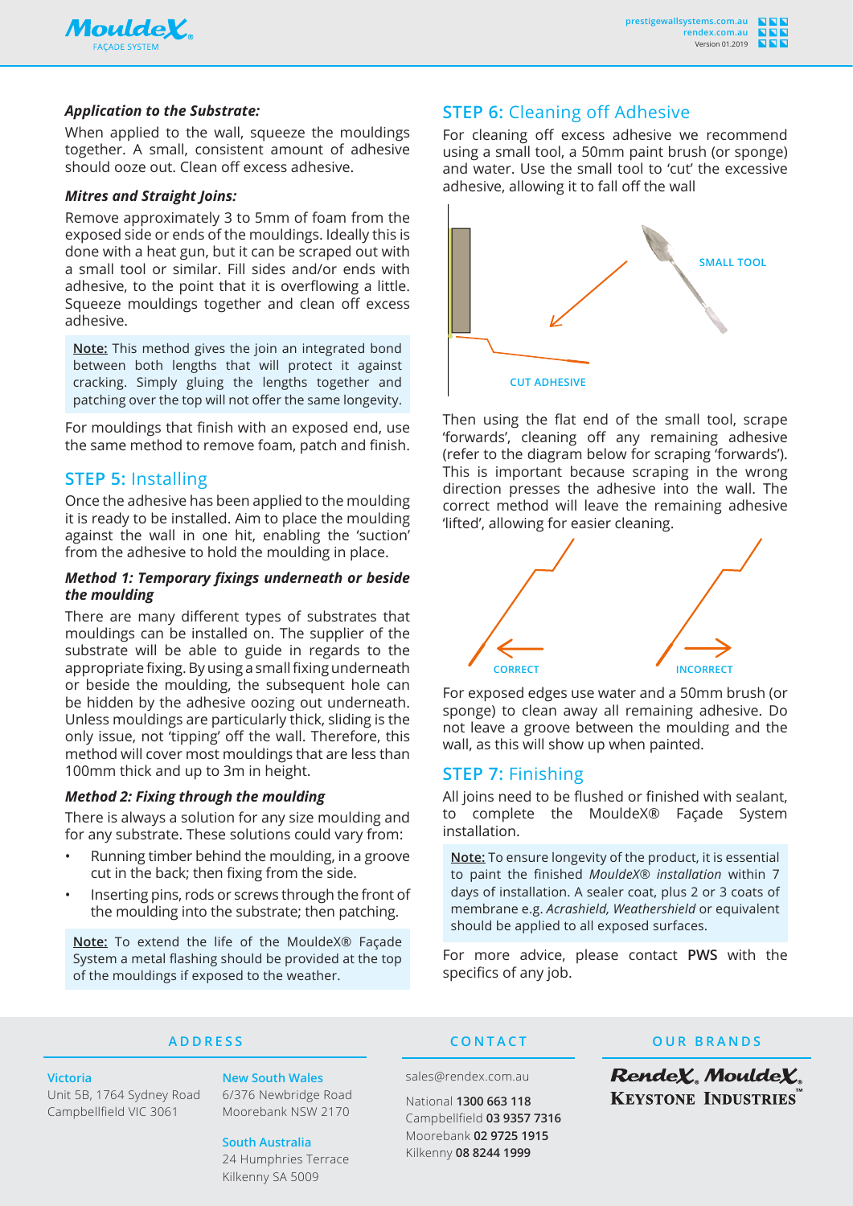### *Application to the Substrate:*

When applied to the wall, squeeze the mouldings together. A small, consistent amount of adhesive should ooze out. Clean off excess adhesive.

### *Mitres and Straight Joins:*

Remove approximately 3 to 5mm of foam from the exposed side or ends of the mouldings. Ideally this is done with a heat gun, but it can be scraped out with a small tool or similar. Fill sides and/or ends with adhesive, to the point that it is overflowing a little. Squeeze mouldings together and clean off excess adhesive.

**Note:** This method gives the join an integrated bond between both lengths that will protect it against cracking. Simply gluing the lengths together and patching over the top will not offer the same longevity.

For mouldings that finish with an exposed end, use the same method to remove foam, patch and finish.

## STEP 5: Installing

Once the adhesive has been applied to the moulding it is ready to be installed. Aim to place the moulding against the wall in one hit, enabling the 'suction' from the adhesive to hold the moulding in place.

### *Method 1: Temporary fixings underneath or beside the moulding*

There are many different types of substrates that mouldings can be installed on. The supplier of the substrate will be able to guide in regards to the appropriate fixing. By using a small fixing underneath or beside the moulding, the subsequent hole can be hidden by the adhesive oozing out underneath. Unless mouldings are particularly thick, sliding is the only issue, not 'tipping' off the wall. Therefore, this method will cover most mouldings that are less than 100mm thick and up to 3m in height.

### *Method 2: Fixing through the moulding*

There is always a solution for any size moulding and for any substrate. These solutions could vary from:

- Running timber behind the moulding, in a groove cut in the back; then fixing from the side.
- Inserting pins, rods or screws through the front of the moulding into the substrate; then patching.

**Note:** To extend the life of the MouldeX® Façade System a metal flashing should be provided at the top of the mouldings if exposed to the weather.

## STEP 6: Cleaning off Adhesive

For cleaning off excess adhesive we recommend using a small tool, a 50mm paint brush (or sponge) and water. Use the small tool to 'cut' the excessive adhesive, allowing it to fall off the wall

SMALL TOOL

CUT ADHESIVE

Then using the flat end of the small tool, scrape 'forwards', cleaning off any remaining adhesive (refer to the diagram below for scraping 'forwards'). This is important because scraping in the wrong direction presses the adhesive into the wall. The correct method will leave the remaining adhesive 'lifted', allowing for easier cleaning.

CORRECT

INCORRECT

For exposed edges use water and a 50mm brush (or sponge) to clean away all remaining adhesive. Do not leave a groove between the moulding and the wall, as this will show up when painted.

## STEP 7: Finishing

All joins need to be flushed or finished with sealant, to complete the MouldeX® Façade System installation.

**Note:** To ensure longevity of the product, it is essential to paint the finished *MouldeX® installation* within 7 days of installation. A sealer coat, plus 2 or 3 coats of membrane e.g. *Acrashield, Weathershield* or equivalent should be applied to all exposed surfaces.

For more advice, please contact **PWS** with the specifics of any job.

### ADDRESS

**Victoria**
Unit 5B, 1764 Sydney Road
Campbellfield VIC 3061

**New South Wales**
6/376 Newbridge Road
Moorebank NSW 2170

**South Australia**
24 Humphries Terrace
Kilkenny SA 5009

### CONTACT

sales@rendex.com.au

National **1300 663 118**
Campbellfield **03 9357 7316**
Moorebank **02 9725 1915**
Kilkenny **08 8244 1999**

### OUR BRANDS

RendeX. MouldeX.
KEYSTONE INDUSTRIES™